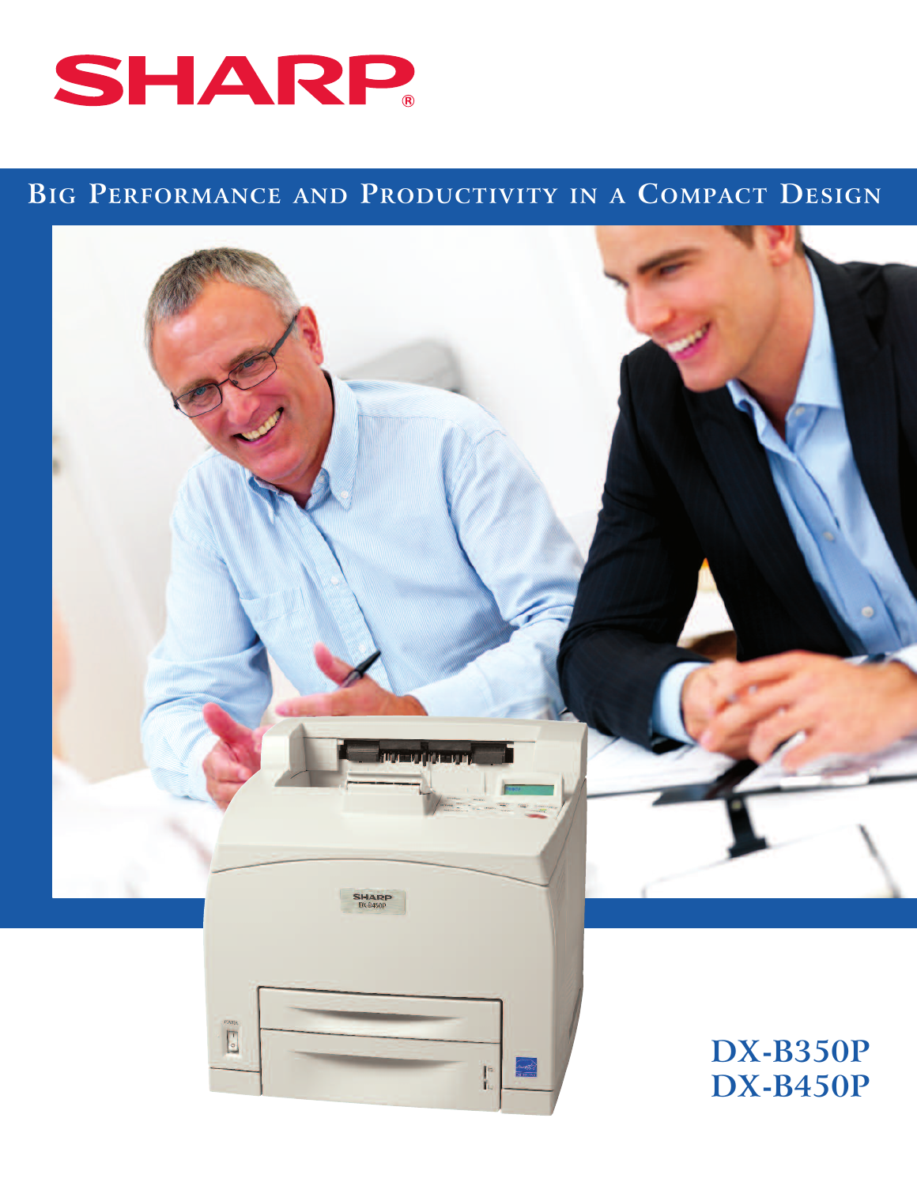# SHARP

## Big Performance and Productivity in a Compact Design

DX-B350P
DX-B450P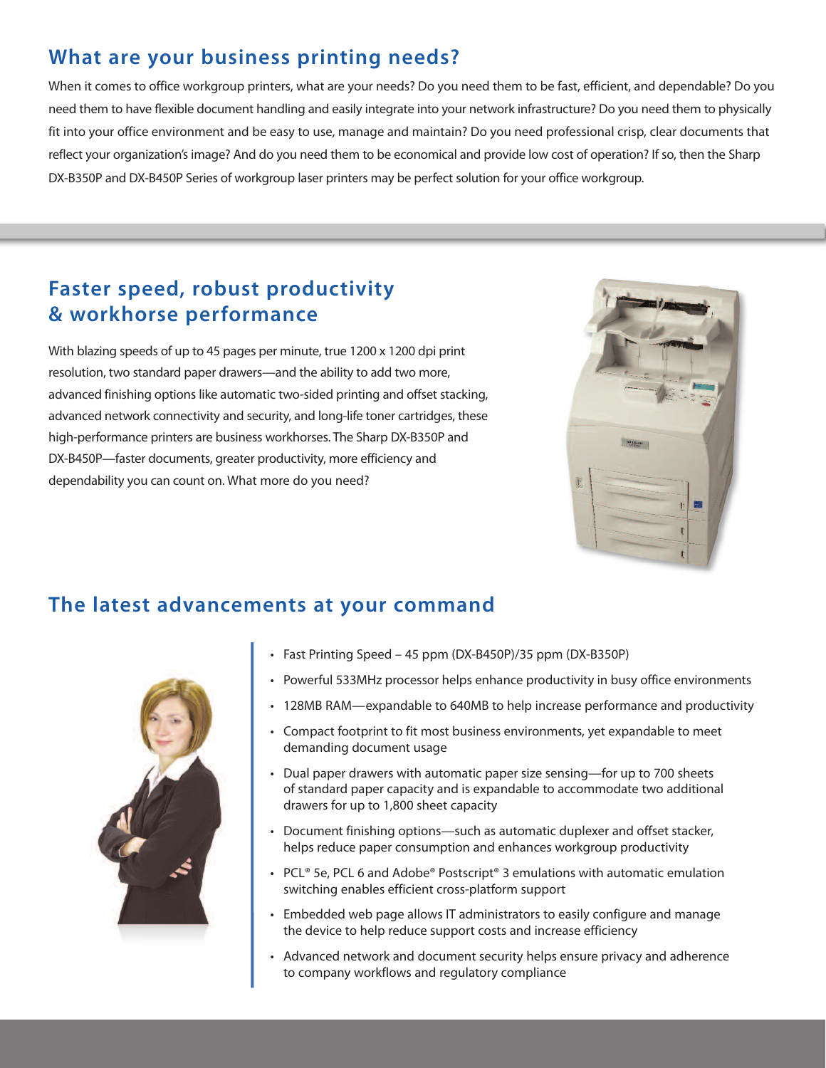## What are your business printing needs?

When it comes to office workgroup printers, what are your needs? Do you need them to be fast, efficient, and dependable? Do you need them to have flexible document handling and easily integrate into your network infrastructure? Do you need them to physically fit into your office environment and be easy to use, manage and maintain? Do you need professional crisp, clear documents that reflect your organization's image? And do you need them to be economical and provide low cost of operation? If so, then the Sharp DX-B350P and DX-B450P Series of workgroup laser printers may be perfect solution for your office workgroup.

## Faster speed, robust productivity & workhorse performance

With blazing speeds of up to 45 pages per minute, true 1200 x 1200 dpi print resolution, two standard paper drawers—and the ability to add two more, advanced finishing options like automatic two-sided printing and offset stacking, advanced network connectivity and security, and long-life toner cartridges, these high-performance printers are business workhorses. The Sharp DX-B350P and DX-B450P—faster documents, greater productivity, more efficiency and dependability you can count on. What more do you need?

## The latest advancements at your command

- Fast Printing Speed – 45 ppm (DX-B450P)/35 ppm (DX-B350P)
- Powerful 533MHz processor helps enhance productivity in busy office environments
- 128MB RAM—expandable to 640MB to help increase performance and productivity
- Compact footprint to fit most business environments, yet expandable to meet demanding document usage
- Dual paper drawers with automatic paper size sensing—for up to 700 sheets of standard paper capacity and is expandable to accommodate two additional drawers for up to 1,800 sheet capacity
- Document finishing options—such as automatic duplexer and offset stacker, helps reduce paper consumption and enhances workgroup productivity
- PCL® 5e, PCL 6 and Adobe® Postscript® 3 emulations with automatic emulation switching enables efficient cross-platform support
- Embedded web page allows IT administrators to easily configure and manage the device to help reduce support costs and increase efficiency
- Advanced network and document security helps ensure privacy and adherence to company workflows and regulatory compliance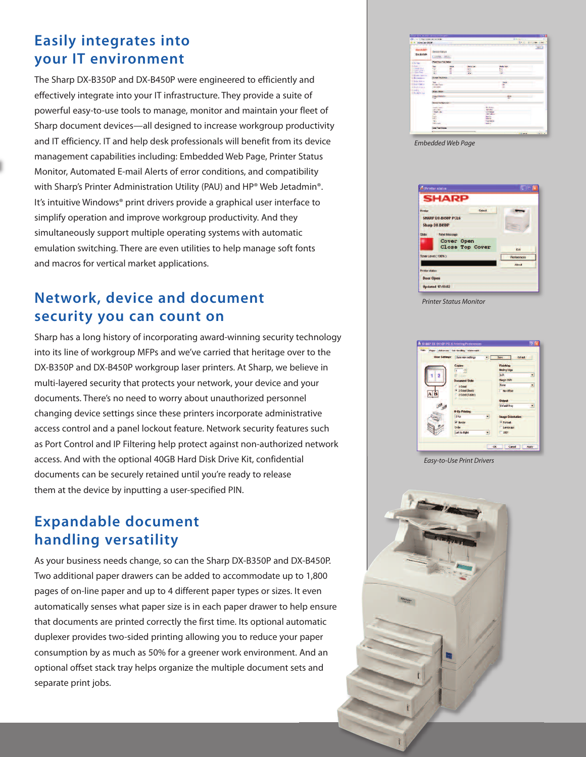## Easily integrates into your IT environment

The Sharp DX-B350P and DX-B450P were engineered to efficiently and effectively integrate into your IT infrastructure. They provide a suite of powerful easy-to-use tools to manage, monitor and maintain your fleet of Sharp document devices—all designed to increase workgroup productivity and IT efficiency. IT and help desk professionals will benefit from its device management capabilities including: Embedded Web Page, Printer Status Monitor, Automated E-mail Alerts of error conditions, and compatibility with Sharp's Printer Administration Utility (PAU) and HP® Web Jetadmin®. It's intuitive Windows® print drivers provide a graphical user interface to simplify operation and improve workgroup productivity. And they simultaneously support multiple operating systems with automatic emulation switching. There are even utilities to help manage soft fonts and macros for vertical market applications.

## Network, device and document security you can count on

Sharp has a long history of incorporating award-winning security technology into its line of workgroup MFPs and we've carried that heritage over to the DX-B350P and DX-B450P workgroup laser printers. At Sharp, we believe in multi-layered security that protects your network, your device and your documents. There's no need to worry about unauthorized personnel changing device settings since these printers incorporate administrative access control and a panel lockout feature. Network security features such as Port Control and IP Filtering help protect against non-authorized network access. And with the optional 40GB Hard Disk Drive Kit, confidential documents can be securely retained until you're ready to release them at the device by inputting a user-specified PIN.

## Expandable document handling versatility

As your business needs change, so can the Sharp DX-B350P and DX-B450P. Two additional paper drawers can be added to accommodate up to 1,800 pages of on-line paper and up to 4 different paper types or sizes. It even automatically senses what paper size is in each paper drawer to help ensure that documents are printed correctly the first time. Its optional automatic duplexer provides two-sided printing allowing you to reduce your paper consumption by as much as 50% for a greener work environment. And an optional offset stack tray helps organize the multiple document sets and separate print jobs.

*Embedded Web Page*

*Printer Status Monitor*

*Easy-to-Use Print Drivers*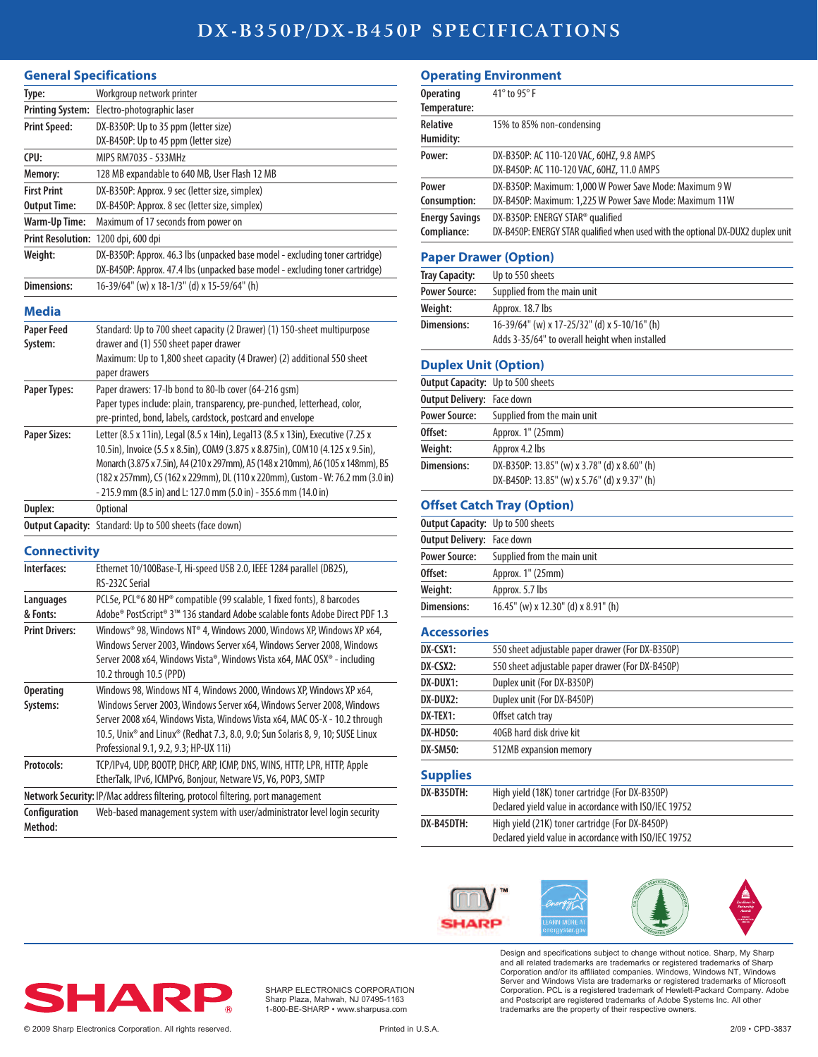# DX-B350P/DX-B450P SPECIFICATIONS

## General Specifications

| | |
|---|---|
| Type: | Workgroup network printer |
| Printing System: | Electro-photographic laser |
| Print Speed: | DX-B350P: Up to 35 ppm (letter size)<br>DX-B450P: Up to 45 ppm (letter size) |
| CPU: | MIPS RM7035 - 533MHz |
| Memory: | 128 MB expandable to 640 MB, User Flash 12 MB |
| First Print Output Time: | DX-B350P: Approx. 9 sec (letter size, simplex)<br>DX-B450P: Approx. 8 sec (letter size, simplex) |
| Warm-Up Time: | Maximum of 17 seconds from power on |
| Print Resolution: | 1200 dpi, 600 dpi |
| Weight: | DX-B350P: Approx. 46.3 lbs (unpacked base model - excluding toner cartridge)<br>DX-B450P: Approx. 47.4 lbs (unpacked base model - excluding toner cartridge) |
| Dimensions: | 16-39/64" (w) x 18-1/3" (d) x 15-59/64" (h) |

## Media

| | |
|---|---|
| Paper Feed System: | Standard: Up to 700 sheet capacity (2 Drawer) (1) 150-sheet multipurpose drawer and (1) 550 sheet paper drawer<br>Maximum: Up to 1,800 sheet capacity (4 Drawer) (2) additional 550 sheet paper drawers |
| Paper Types: | Paper drawers: 17-lb bond to 80-lb cover (64-216 gsm)<br>Paper types include: plain, transparency, pre-punched, letterhead, color, pre-printed, bond, labels, cardstock, postcard and envelope |
| Paper Sizes: | Letter (8.5 x 11in), Legal (8.5 x 14in), Legal13 (8.5 x 13in), Executive (7.25 x 10.5in), Invoice (5.5 x 8.5in), COM9 (3.875 x 8.875in), COM10 (4.125 x 9.5in), Monarch (3.875 x 7.5in), A4 (210 x 297mm), A5 (148 x 210mm), A6 (105 x 148mm), B5 (182 x 257mm), C5 (162 x 229mm), DL (110 x 220mm), Custom - W: 76.2 mm (3.0 in) - 215.9 mm (8.5 in) and L: 127.0 mm (5.0 in) - 355.6 mm (14.0 in) |
| Duplex: | Optional |
| Output Capacity: | Standard: Up to 500 sheets (face down) |

## Connectivity

| | |
|---|---|
| Interfaces: | Ethernet 10/100Base-T, Hi-speed USB 2.0, IEEE 1284 parallel (DB25), RS-232C Serial |
| Languages & Fonts: | PCL5e, PCL®6 80 HP® compatible (99 scalable, 1 fixed fonts), 8 barcodes<br>Adobe® PostScript® 3™ 136 standard Adobe scalable fonts Adobe Direct PDF 1.3 |
| Print Drivers: | Windows® 98, Windows NT® 4, Windows 2000, Windows XP, Windows XP x64, Windows Server 2003, Windows Server x64, Windows Server 2008, Windows Server 2008 x64, Windows Vista®, Windows Vista x64, MAC OSX® - including 10.2 through 10.5 (PPD) |
| Operating Systems: | Windows 98, Windows NT 4, Windows 2000, Windows XP, Windows XP x64, Windows Server 2003, Windows Server x64, Windows Server 2008, Windows Server 2008 x64, Windows Vista, Windows Vista x64, MAC OS-X - 10.2 through 10.5, Unix® and Linux® (Redhat 7.3, 8.0, 9.0; Sun Solaris 8, 9, 10; SUSE Linux Professional 9.1, 9.2, 9.3; HP-UX 11i) |
| Protocols: | TCP/IPv4, UDP, BOOTP, DHCP, ARP, ICMP, DNS, WINS, HTTP, LPR, HTTP, Apple EtherTalk, IPv6, ICMPv6, Bonjour, Netware V5, V6, POP3, SMTP |
| Network Security: | IP/Mac address filtering, protocol filtering, port management |
| Configuration Method: | Web-based management system with user/administrator level login security |

## Operating Environment

| | |
|---|---|
| Operating Temperature: | 41° to 95° F |
| Relative Humidity: | 15% to 85% non-condensing |
| Power: | DX-B350P: AC 110-120 VAC, 60HZ, 9.8 AMPS<br>DX-B450P: AC 110-120 VAC, 60HZ, 11.0 AMPS |
| Power Consumption: | DX-B350P: Maximum: 1,000 W Power Save Mode: Maximum 9 W<br>DX-B450P: Maximum: 1,225 W Power Save Mode: Maximum 11W |
| Energy Savings Compliance: | DX-B350P: ENERGY STAR® qualified<br>DX-B450P: ENERGY STAR qualified when used with the optional DX-DUX2 duplex unit |

## Paper Drawer (Option)

| | |
|---|---|
| Tray Capacity: | Up to 550 sheets |
| Power Source: | Supplied from the main unit |
| Weight: | Approx. 18.7 lbs |
| Dimensions: | 16-39/64" (w) x 17-25/32" (d) x 5-10/16" (h)<br>Adds 3-35/64" to overall height when installed |

## Duplex Unit (Option)

| | |
|---|---|
| Output Capacity: | Up to 500 sheets |
| Output Delivery: | Face down |
| Power Source: | Supplied from the main unit |
| Offset: | Approx. 1" (25mm) |
| Weight: | Approx 4.2 lbs |
| Dimensions: | DX-B350P: 13.85" (w) x 3.78" (d) x 8.60" (h)<br>DX-B450P: 13.85" (w) x 5.76" (d) x 9.37" (h) |

## Offset Catch Tray (Option)

| | |
|---|---|
| Output Capacity: | Up to 500 sheets |
| Output Delivery: | Face down |
| Power Source: | Supplied from the main unit |
| Offset: | Approx. 1" (25mm) |
| Weight: | Approx. 5.7 lbs |
| Dimensions: | 16.45" (w) x 12.30" (d) x 8.91" (h) |

## Accessories

| | |
|---|---|
| DX-CSX1: | 550 sheet adjustable paper drawer (For DX-B350P) |
| DX-CSX2: | 550 sheet adjustable paper drawer (For DX-B450P) |
| DX-DUX1: | Duplex unit (For DX-B350P) |
| DX-DUX2: | Duplex unit (For DX-B450P) |
| DX-TEX1: | Offset catch tray |
| DX-HD50: | 40GB hard disk drive kit |
| DX-SM50: | 512MB expansion memory |

## Supplies

| | |
|---|---|
| DX-B35DTH: | High yield (18K) toner cartridge (For DX-B350P)<br>Declared yield value in accordance with ISO/IEC 19752 |
| DX-B45DTH: | High yield (21K) toner cartridge (For DX-B450P)<br>Declared yield value in accordance with ISO/IEC 19752 |

Design and specifications subject to change without notice. Sharp, My Sharp and all related trademarks are trademarks or registered trademarks of Sharp Corporation and/or its affiliated companies. Windows, Windows NT, Windows Server and Windows Vista are trademarks or registered trademarks of Microsoft Corporation. PCL is a registered trademark of Hewlett-Packard Company. Adobe and Postscript are registered trademarks of Adobe Systems Inc. All other trademarks are the property of their respective owners.

SHARP ELECTRONICS CORPORATION
Sharp Plaza, Mahwah, NJ 07495-1163
1-800-BE-SHARP • www.sharpusa.com

© 2009 Sharp Electronics Corporation. All rights reserved.

Printed in U.S.A.

2/09 • CPD-3837